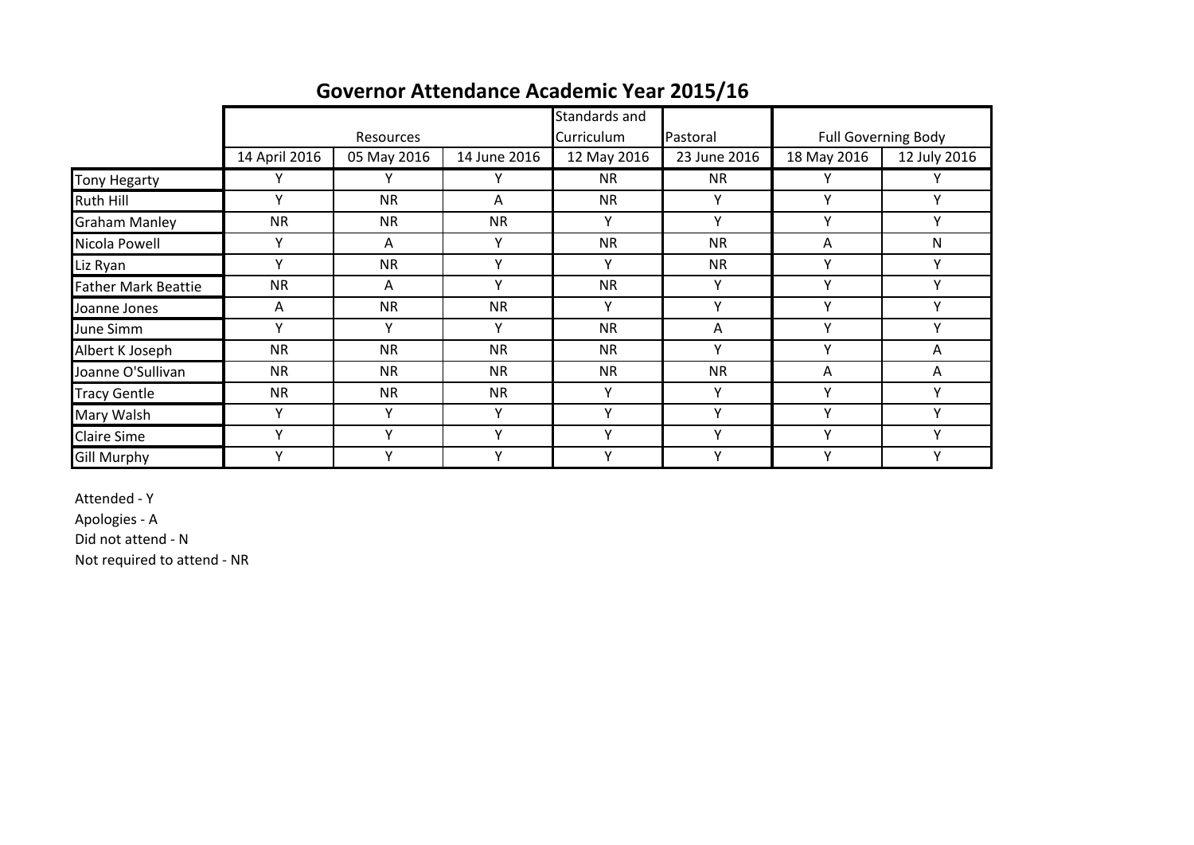# Governor Attendance Academic Year 2015/16

| | Resources | | | Standards and Curriculum | Pastoral | Full Governing Body | |
|---|---|---|---|---|---|---|---|
| | 14 April 2016 | 05 May 2016 | 14 June 2016 | 12 May 2016 | 23 June 2016 | 18 May 2016 | 12 July 2016 |
| Tony Hegarty | Y | Y | Y | NR | NR | Y | Y |
| Ruth Hill | Y | NR | A | NR | Y | Y | Y |
| Graham Manley | NR | NR | NR | Y | Y | Y | Y |
| Nicola Powell | Y | A | Y | NR | NR | A | N |
| Liz Ryan | Y | NR | Y | Y | NR | Y | Y |
| Father Mark Beattie | NR | A | Y | NR | Y | Y | Y |
| Joanne Jones | A | NR | NR | Y | Y | Y | Y |
| June Simm | Y | Y | Y | NR | A | Y | Y |
| Albert K Joseph | NR | NR | NR | NR | Y | Y | A |
| Joanne O'Sullivan | NR | NR | NR | NR | NR | A | A |
| Tracy Gentle | NR | NR | NR | Y | Y | Y | Y |
| Mary Walsh | Y | Y | Y | Y | Y | Y | Y |
| Claire Sime | Y | Y | Y | Y | Y | Y | Y |
| Gill Murphy | Y | Y | Y | Y | Y | Y | Y |

Attended - Y

Apologies - A

Did not attend - N

Not required to attend - NR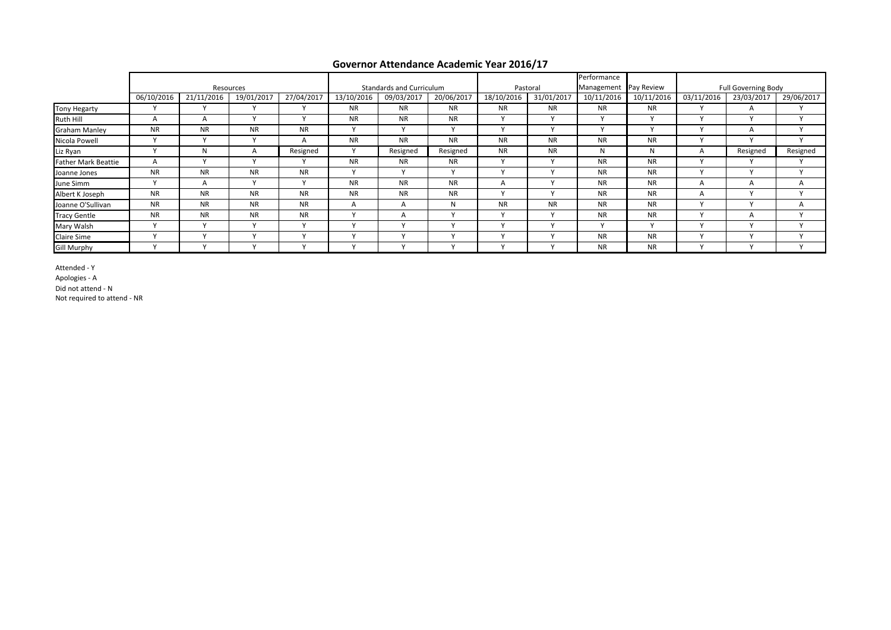## Governor Attendance Academic Year 2016/17

| | Resources | | | | Standards and Curriculum | | | Pastoral | | Performance Management | Pay Review | Full Governing Body | | |
|---|---|---|---|---|---|---|---|---|---|---|---|---|---|---|
| | 06/10/2016 | 21/11/2016 | 19/01/2017 | 27/04/2017 | 13/10/2016 | 09/03/2017 | 20/06/2017 | 18/10/2016 | 31/01/2017 | 10/11/2016 | 10/11/2016 | 03/11/2016 | 23/03/2017 | 29/06/2017 |
| Tony Hegarty | Y | Y | Y | Y | NR | NR | NR | NR | NR | NR | NR | Y | A | Y |
| Ruth Hill | A | A | Y | Y | NR | NR | NR | Y | Y | Y | Y | Y | Y | Y |
| Graham Manley | NR | NR | NR | NR | Y | Y | Y | Y | Y | Y | Y | Y | A | Y |
| Nicola Powell | Y | Y | Y | A | NR | NR | NR | NR | NR | NR | NR | Y | Y | Y |
| Liz Ryan | Y | N | A | Resigned | Y | Resigned | Resigned | NR | NR | N | N | A | Resigned | Resigned |
| Father Mark Beattie | A | Y | Y | Y | NR | NR | NR | Y | Y | NR | NR | Y | Y | Y |
| Joanne Jones | NR | NR | NR | NR | Y | Y | Y | Y | Y | NR | NR | Y | Y | Y |
| June Simm | Y | A | Y | Y | NR | NR | NR | A | Y | NR | NR | A | A | A |
| Albert K Joseph | NR | NR | NR | NR | NR | NR | NR | Y | Y | NR | NR | A | Y | Y |
| Joanne O'Sullivan | NR | NR | NR | NR | A | A | N | NR | NR | NR | NR | Y | Y | A |
| Tracy Gentle | NR | NR | NR | NR | Y | A | Y | Y | Y | NR | NR | Y | A | Y |
| Mary Walsh | Y | Y | Y | Y | Y | Y | Y | Y | Y | Y | Y | Y | Y | Y |
| Claire Sime | Y | Y | Y | Y | Y | Y | Y | Y | Y | NR | NR | Y | Y | Y |
| Gill Murphy | Y | Y | Y | Y | Y | Y | Y | Y | Y | NR | NR | Y | Y | Y |

Attended - Y
Apologies - A
Did not attend - N
Not required to attend - NR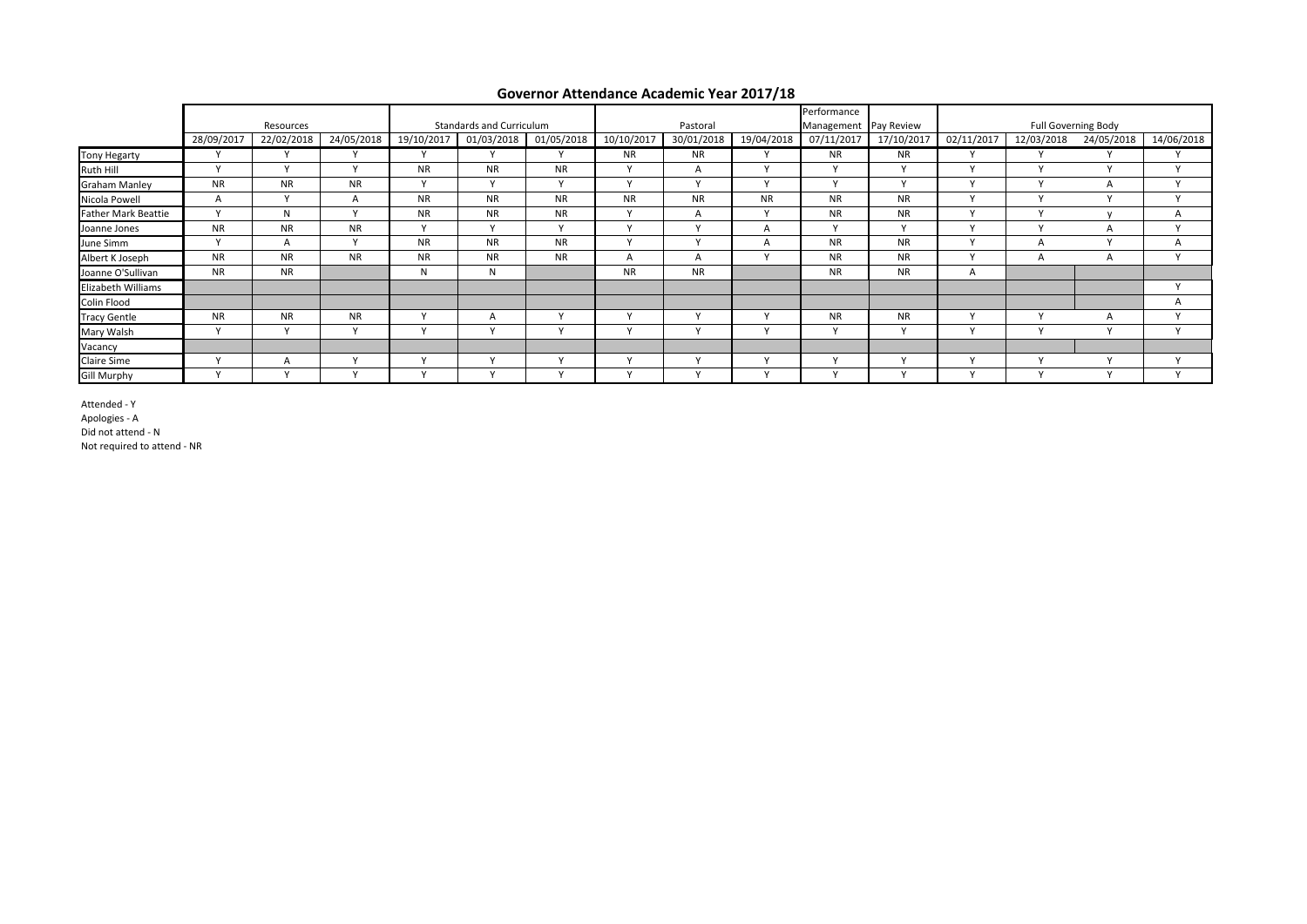# Governor Attendance Academic Year 2017/18

| | Resources | | | Standards and Curriculum | | | Pastoral | | | Performance Management | Pay Review | Full Governing Body | | | |
|---|---|---|---|---|---|---|---|---|---|---|---|---|---|---|---|
| | 28/09/2017 | 22/02/2018 | 24/05/2018 | 19/10/2017 | 01/03/2018 | 01/05/2018 | 10/10/2017 | 30/01/2018 | 19/04/2018 | 07/11/2017 | 17/10/2017 | 02/11/2017 | 12/03/2018 | 24/05/2018 | 14/06/2018 |
| Tony Hegarty | Y | Y | Y | Y | Y | Y | NR | NR | Y | NR | NR | Y | Y | Y | Y |
| Ruth Hill | Y | Y | Y | NR | NR | NR | Y | A | Y | Y | Y | Y | Y | Y | Y |
| Graham Manley | NR | NR | NR | Y | Y | Y | Y | Y | Y | Y | Y | Y | Y | A | Y |
| Nicola Powell | A | Y | A | NR | NR | NR | NR | NR | NR | NR | NR | Y | Y | Y | Y |
| Father Mark Beattie | Y | N | Y | NR | NR | NR | Y | A | Y | NR | NR | Y | Y | y | A |
| Joanne Jones | NR | NR | NR | Y | Y | Y | Y | Y | A | Y | Y | Y | Y | A | Y |
| June Simm | Y | A | Y | NR | NR | NR | Y | Y | A | NR | NR | Y | A | Y | A |
| Albert K Joseph | NR | NR | NR | NR | NR | NR | A | A | Y | NR | NR | Y | A | A | Y |
| Joanne O'Sullivan | NR | NR | | N | N | | NR | NR | | NR | NR | A | | | |
| Elizabeth Williams | | | | | | | | | | | | | | | Y |
| Colin Flood | | | | | | | | | | | | | | | A |
| Tracy Gentle | NR | NR | NR | Y | A | Y | Y | Y | Y | NR | NR | Y | Y | A | Y |
| Mary Walsh | Y | Y | Y | Y | Y | Y | Y | Y | Y | Y | Y | Y | Y | Y | Y |
| Vacancy | | | | | | | | | | | | | | | |
| Claire Sime | Y | A | Y | Y | Y | Y | Y | Y | Y | Y | Y | Y | Y | Y | Y |
| Gill Murphy | Y | Y | Y | Y | Y | Y | Y | Y | Y | Y | Y | Y | Y | Y | Y |

Attended - Y
Apologies - A
Did not attend - N
Not required to attend - NR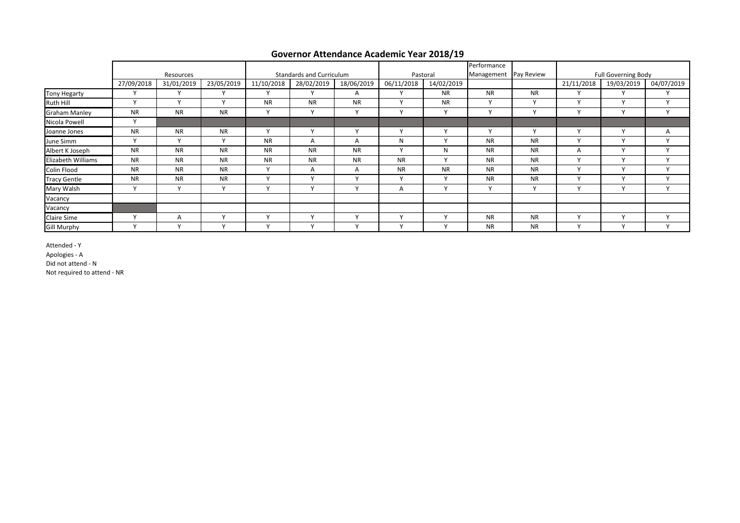# Governor Attendance Academic Year 2018/19

| | Resources | | | Standards and Curriculum | | | Pastoral | | Performance Management | Pay Review | Full Governing Body | | |
|---|---|---|---|---|---|---|---|---|---|---|---|---|---|
| | 27/09/2018 | 31/01/2019 | 23/05/2019 | 11/10/2018 | 28/02/2019 | 18/06/2019 | 06/11/2018 | 14/02/2019 | | | 21/11/2018 | 19/03/2019 | 04/07/2019 |
| Tony Hegarty | Y | Y | Y | Y | Y | A | Y | NR | NR | NR | Y | Y | Y |
| Ruth Hill | Y | Y | Y | NR | NR | NR | Y | NR | Y | Y | Y | Y | Y |
| Graham Manley | NR | NR | NR | Y | Y | Y | Y | Y | Y | Y | Y | Y | Y |
| Nicola Powell | Y | | | | | | | | | | | | |
| Joanne Jones | NR | NR | NR | Y | Y | Y | Y | Y | Y | Y | Y | Y | A |
| June Simm | Y | Y | Y | NR | A | A | N | Y | NR | NR | Y | Y | Y |
| Albert K Joseph | NR | NR | NR | NR | NR | NR | Y | N | NR | NR | A | Y | Y |
| Elizabeth Williams | NR | NR | NR | NR | NR | NR | NR | Y | NR | NR | Y | Y | Y |
| Colin Flood | NR | NR | NR | Y | A | A | NR | NR | NR | NR | Y | Y | Y |
| Tracy Gentle | NR | NR | NR | Y | Y | Y | Y | Y | NR | NR | Y | Y | Y |
| Mary Walsh | Y | Y | Y | Y | Y | Y | A | Y | Y | Y | Y | Y | Y |
| Vacancy | | | | | | | | | | | | | |
| Vacancy | | | | | | | | | | | | | |
| Claire Sime | Y | A | Y | Y | Y | Y | Y | Y | NR | NR | Y | Y | Y |
| Gill Murphy | Y | Y | Y | Y | Y | Y | Y | Y | NR | NR | Y | Y | Y |

Attended - Y

Apologies - A

Did not attend - N

Not required to attend - NR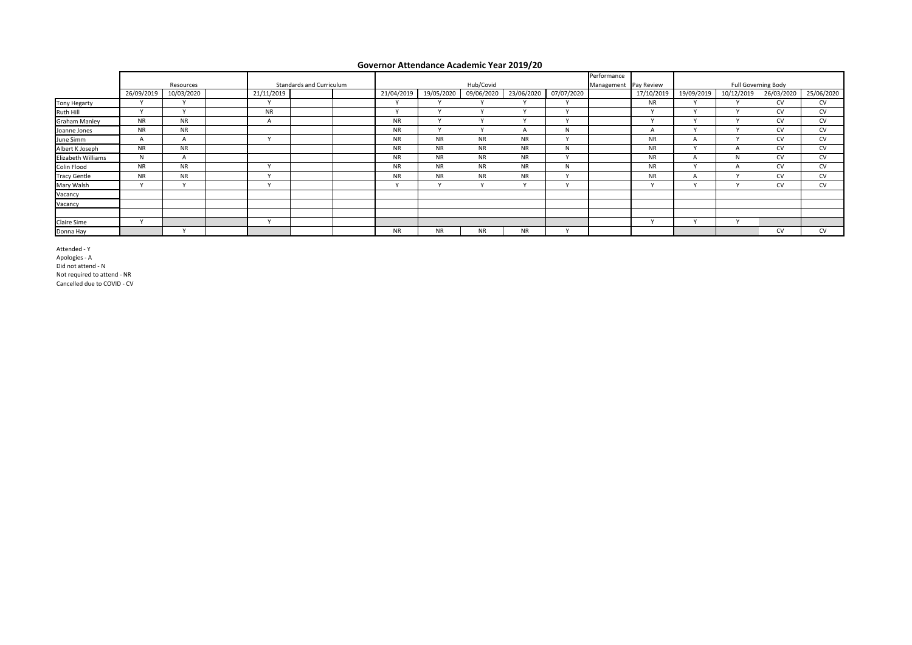## Governor Attendance Academic Year 2019/20

| | Resources | | | Standards and Curriculum | | | Hub/Covid | | | | | Performance Management | Pay Review | Full Governing Body | | | |
|---|---|---|---|---|---|---|---|---|---|---|---|---|---|---|---|---|---|
| | 26/09/2019 | 10/03/2020 | | 21/11/2019 | | | 21/04/2019 | 19/05/2020 | 09/06/2020 | 23/06/2020 | 07/07/2020 | | 17/10/2019 | 19/09/2019 | 10/12/2019 | 26/03/2020 | 25/06/2020 |
| Tony Hegarty | Y | Y | | Y | | | Y | Y | Y | Y | Y | | NR | Y | Y | CV | CV |
| Ruth Hill | Y | Y | | NR | | | Y | Y | Y | Y | Y | | Y | Y | Y | CV | CV |
| Graham Manley | NR | NR | | A | | | NR | Y | Y | Y | Y | | Y | Y | Y | CV | CV |
| Joanne Jones | NR | NR | | | | | NR | Y | Y | A | N | | A | Y | Y | CV | CV |
| June Simm | A | A | | Y | | | NR | NR | NR | NR | Y | | NR | A | Y | CV | CV |
| Albert K Joseph | NR | NR | | | | | NR | NR | NR | NR | N | | NR | Y | A | CV | CV |
| Elizabeth Williams | N | A | | | | | NR | NR | NR | NR | Y | | NR | A | N | CV | CV |
| Colin Flood | NR | NR | | Y | | | NR | NR | NR | NR | N | | NR | Y | A | CV | CV |
| Tracy Gentle | NR | NR | | Y | | | NR | NR | NR | NR | Y | | NR | A | Y | CV | CV |
| Mary Walsh | Y | Y | | Y | | | Y | Y | Y | Y | Y | | Y | Y | Y | CV | CV |
| Vacancy | | | | | | | | | | | | | | | | | |
| Vacancy | | | | | | | | | | | | | | | | | |
| | | | | | | | | | | | | | | | | | |
| Claire Sime | Y | | | Y | | | | | | | | | Y | Y | Y | | |
| Donna Hay | | Y | | | | | NR | NR | NR | NR | Y | | | | | CV | CV |

Attended - Y
Apologies - A
Did not attend - N
Not required to attend - NR
Cancelled due to COVID - CV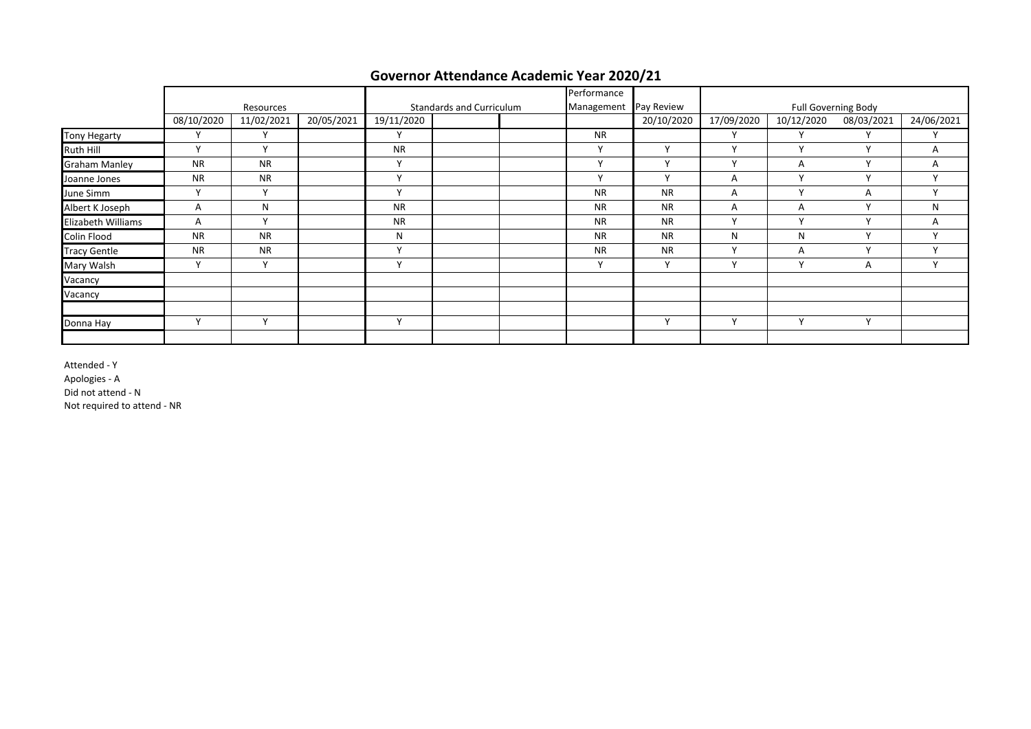## Governor Attendance Academic Year 2020/21

| | Resources | | | Standards and Curriculum | | | Performance Management | Pay Review | Full Governing Body | | | |
|---|---|---|---|---|---|---|---|---|---|---|---|---|
| | 08/10/2020 | 11/02/2021 | 20/05/2021 | 19/11/2020 | | | | 20/10/2020 | 17/09/2020 | 10/12/2020 | 08/03/2021 | 24/06/2021 |
| Tony Hegarty | Y | Y | | Y | | | NR | | Y | Y | Y | Y |
| Ruth Hill | Y | Y | | NR | | | Y | Y | Y | Y | Y | A |
| Graham Manley | NR | NR | | Y | | | Y | Y | Y | A | Y | A |
| Joanne Jones | NR | NR | | Y | | | Y | Y | A | Y | Y | Y |
| June Simm | Y | Y | | Y | | | NR | NR | A | Y | A | Y |
| Albert K Joseph | A | N | | NR | | | NR | NR | A | A | Y | N |
| Elizabeth Williams | A | Y | | NR | | | NR | NR | Y | Y | Y | A |
| Colin Flood | NR | NR | | N | | | NR | NR | N | N | Y | Y |
| Tracy Gentle | NR | NR | | Y | | | NR | NR | Y | A | Y | Y |
| Mary Walsh | Y | Y | | Y | | | Y | Y | Y | Y | A | Y |
| Vacancy | | | | | | | | | | | | |
| Vacancy | | | | | | | | | | | | |
| | | | | | | | | | | | | |
| Donna Hay | Y | Y | | Y | | | | Y | Y | Y | Y | |
| | | | | | | | | | | | | |

Attended - Y
Apologies - A
Did not attend - N
Not required to attend - NR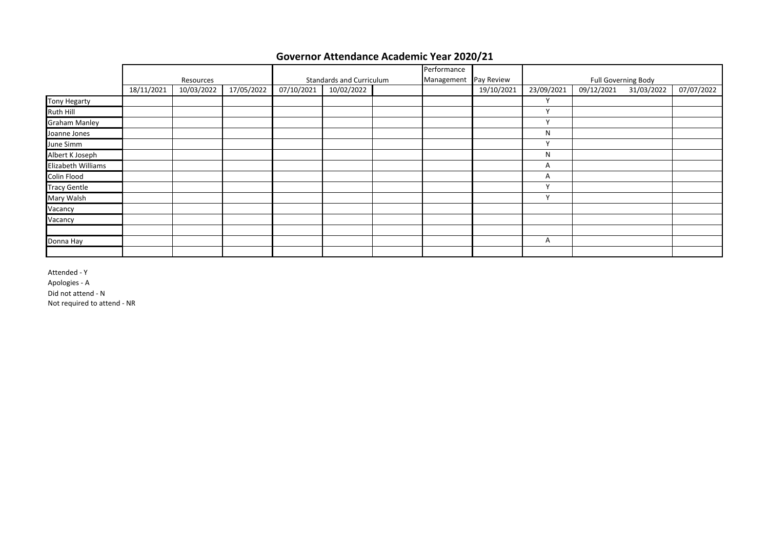# Governor Attendance Academic Year 2020/21

| | Resources | | | Standards and Curriculum | | | Performance Management | Pay Review | Full Governing Body | | | |
|---|---|---|---|---|---|---|---|---|---|---|---|---|
| | 18/11/2021 | 10/03/2022 | 17/05/2022 | 07/10/2021 | 10/02/2022 | | | 19/10/2021 | 23/09/2021 | 09/12/2021 | 31/03/2022 | 07/07/2022 |
| Tony Hegarty | | | | | | | | | Y | | | |
| Ruth Hill | | | | | | | | | Y | | | |
| Graham Manley | | | | | | | | | Y | | | |
| Joanne Jones | | | | | | | | | N | | | |
| June Simm | | | | | | | | | Y | | | |
| Albert K Joseph | | | | | | | | | N | | | |
| Elizabeth Williams | | | | | | | | | A | | | |
| Colin Flood | | | | | | | | | A | | | |
| Tracy Gentle | | | | | | | | | Y | | | |
| Mary Walsh | | | | | | | | | Y | | | |
| Vacancy | | | | | | | | | | | | |
| Vacancy | | | | | | | | | | | | |
| | | | | | | | | | | | | |
| Donna Hay | | | | | | | | | A | | | |
| | | | | | | | | | | | | |

Attended - Y

Apologies - A

Did not attend - N

Not required to attend - NR